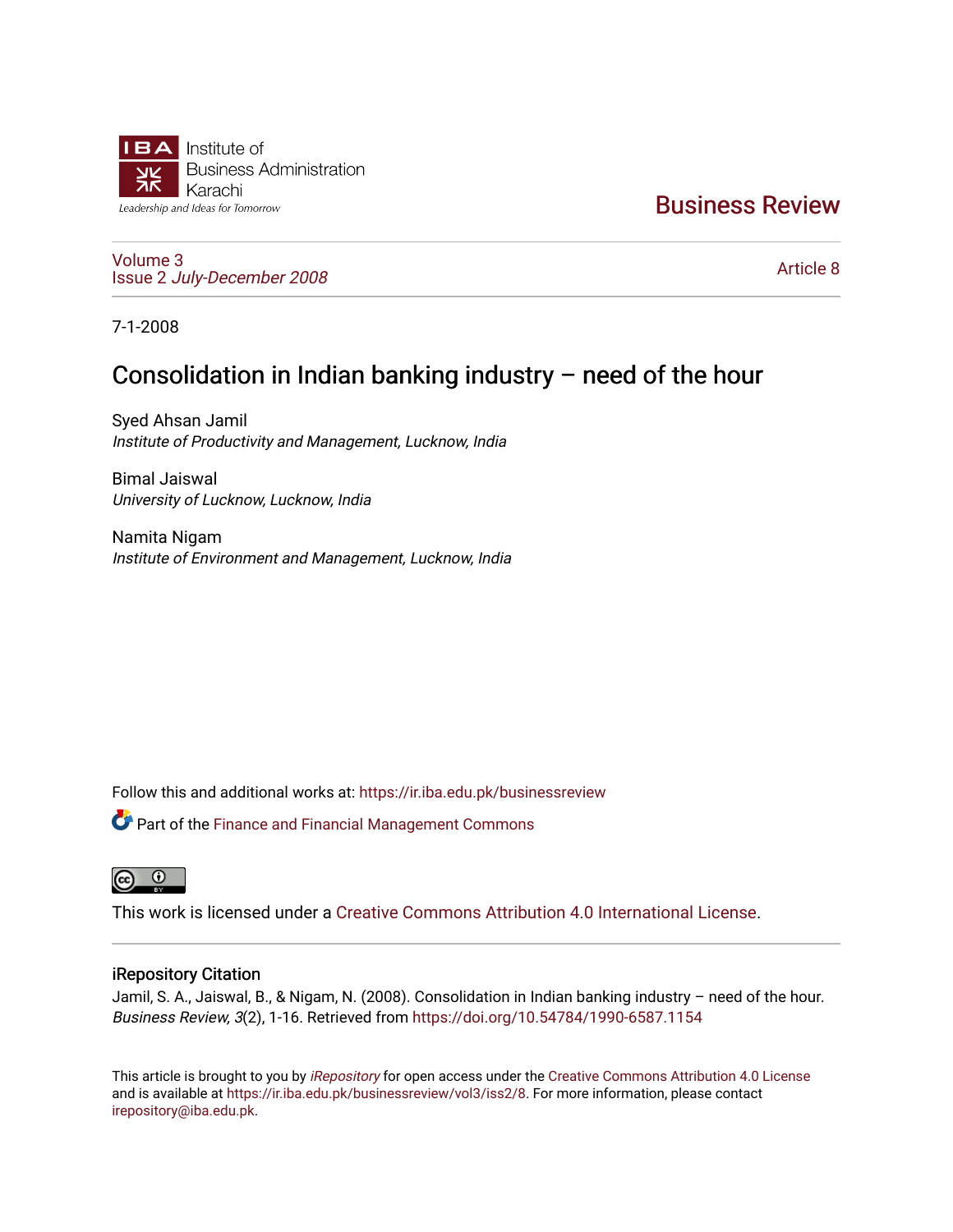Institute of
Business Administration
Karachi
*Leadership and Ideas for Tomorrow*

# Business Review

Volume 3
Issue 2 *July-December 2008*

Article 8

7-1-2008

## Consolidation in Indian banking industry – need of the hour

Syed Ahsan Jamil
*Institute of Productivity and Management, Lucknow, India*

Bimal Jaiswal
*University of Lucknow, Lucknow, India*

Namita Nigam
*Institute of Environment and Management, Lucknow, India*

Follow this and additional works at: https://ir.iba.edu.pk/businessreview

Part of the Finance and Financial Management Commons

This work is licensed under a Creative Commons Attribution 4.0 International License.

### iRepository Citation

Jamil, S. A., Jaiswal, B., & Nigam, N. (2008). Consolidation in Indian banking industry – need of the hour. *Business Review, 3*(2), 1-16. Retrieved from https://doi.org/10.54784/1990-6587.1154

This article is brought to you by *iRepository* for open access under the Creative Commons Attribution 4.0 License and is available at https://ir.iba.edu.pk/businessreview/vol3/iss2/8. For more information, please contact irepository@iba.edu.pk.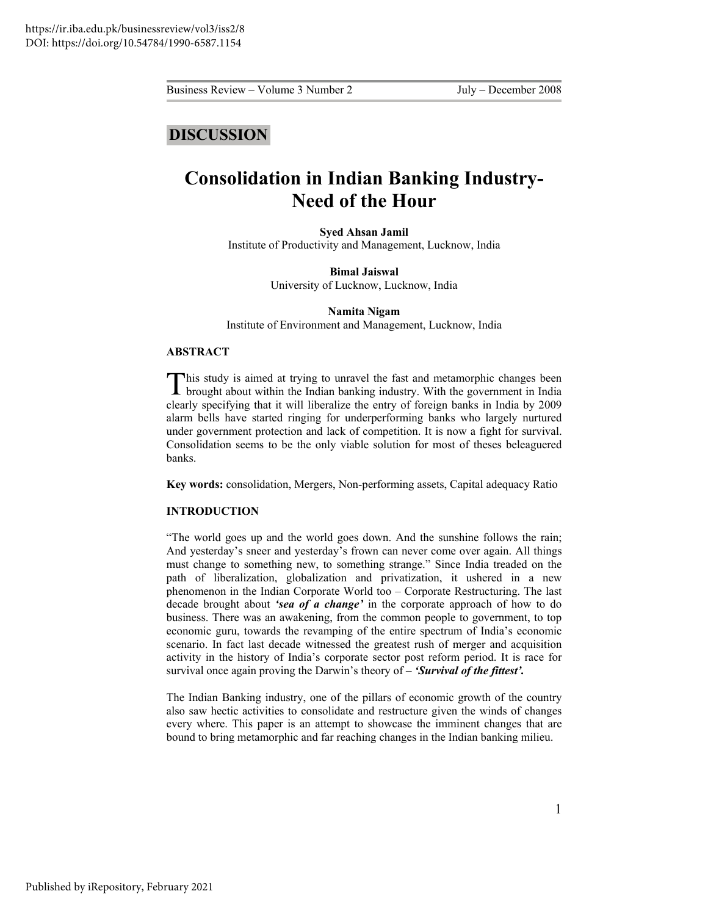## DISCUSSION

# Consolidation in Indian Banking Industry- Need of the Hour

**Syed Ahsan Jamil**
Institute of Productivity and Management, Lucknow, India

**Bimal Jaiswal**
University of Lucknow, Lucknow, India

**Namita Nigam**
Institute of Environment and Management, Lucknow, India

### ABSTRACT

This study is aimed at trying to unravel the fast and metamorphic changes been brought about within the Indian banking industry. With the government in India clearly specifying that it will liberalize the entry of foreign banks in India by 2009 alarm bells have started ringing for underperforming banks who largely nurtured under government protection and lack of competition. It is now a fight for survival. Consolidation seems to be the only viable solution for most of theses beleaguered banks.

**Key words:** consolidation, Mergers, Non-performing assets, Capital adequacy Ratio

### INTRODUCTION

"The world goes up and the world goes down. And the sunshine follows the rain; And yesterday's sneer and yesterday's frown can never come over again. All things must change to something new, to something strange." Since India treaded on the path of liberalization, globalization and privatization, it ushered in a new phenomenon in the Indian Corporate World too – Corporate Restructuring. The last decade brought about ***'sea of a change'*** in the corporate approach of how to do business. There was an awakening, from the common people to government, to top economic guru, towards the revamping of the entire spectrum of India's economic scenario. In fact last decade witnessed the greatest rush of merger and acquisition activity in the history of India's corporate sector post reform period. It is race for survival once again proving the Darwin's theory of – ***'Survival of the fittest'.***

The Indian Banking industry, one of the pillars of economic growth of the country also saw hectic activities to consolidate and restructure given the winds of changes every where. This paper is an attempt to showcase the imminent changes that are bound to bring metamorphic and far reaching changes in the Indian banking milieu.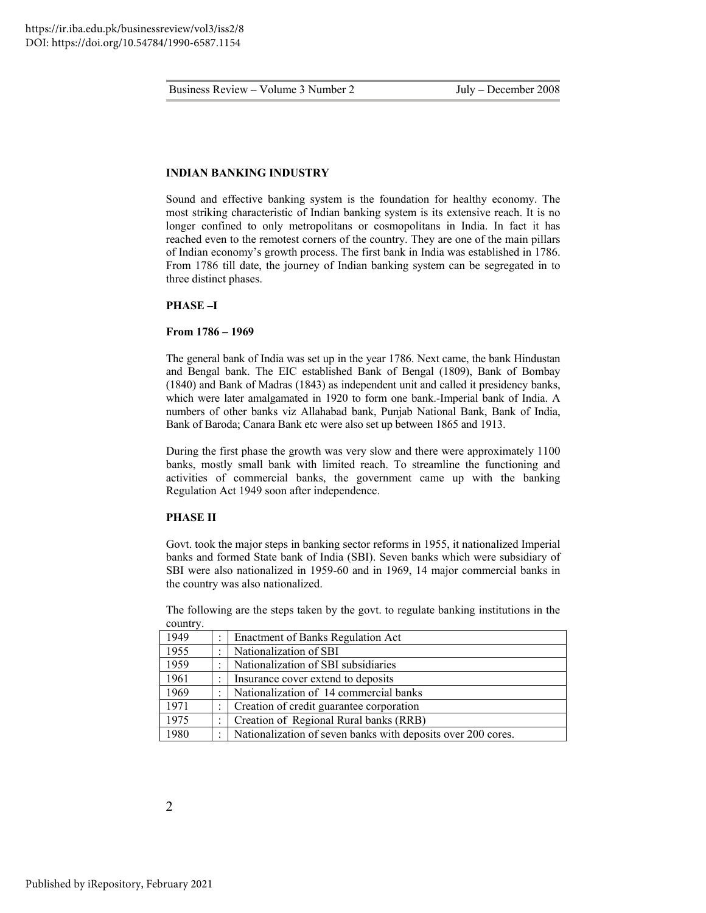## INDIAN BANKING INDUSTRY

Sound and effective banking system is the foundation for healthy economy. The most striking characteristic of Indian banking system is its extensive reach. It is no longer confined to only metropolitans or cosmopolitans in India. In fact it has reached even to the remotest corners of the country. They are one of the main pillars of Indian economy's growth process. The first bank in India was established in 1786. From 1786 till date, the journey of Indian banking system can be segregated in to three distinct phases.

### PHASE –I

#### From 1786 – 1969

The general bank of India was set up in the year 1786. Next came, the bank Hindustan and Bengal bank. The EIC established Bank of Bengal (1809), Bank of Bombay (1840) and Bank of Madras (1843) as independent unit and called it presidency banks, which were later amalgamated in 1920 to form one bank.-Imperial bank of India. A numbers of other banks viz Allahabad bank, Punjab National Bank, Bank of India, Bank of Baroda; Canara Bank etc were also set up between 1865 and 1913.

During the first phase the growth was very slow and there were approximately 1100 banks, mostly small bank with limited reach. To streamline the functioning and activities of commercial banks, the government came up with the banking Regulation Act 1949 soon after independence.

### PHASE II

Govt. took the major steps in banking sector reforms in 1955, it nationalized Imperial banks and formed State bank of India (SBI). Seven banks which were subsidiary of SBI were also nationalized in 1959-60 and in 1969, 14 major commercial banks in the country was also nationalized.

The following are the steps taken by the govt. to regulate banking institutions in the country.

| | | |
|---|---|---|
| 1949 | : | Enactment of Banks Regulation Act |
| 1955 | : | Nationalization of SBI |
| 1959 | : | Nationalization of SBI subsidiaries |
| 1961 | : | Insurance cover extend to deposits |
| 1969 | : | Nationalization of 14 commercial banks |
| 1971 | : | Creation of credit guarantee corporation |
| 1975 | : | Creation of Regional Rural banks (RRB) |
| 1980 | : | Nationalization of seven banks with deposits over 200 cores. |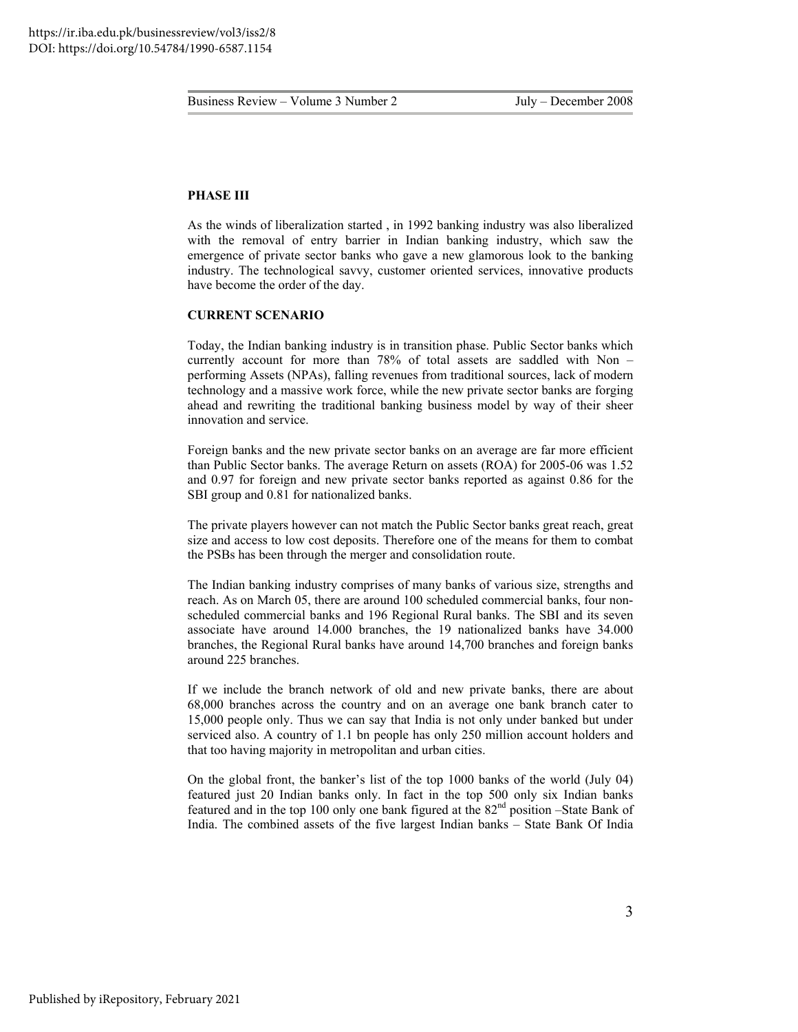**PHASE III**

As the winds of liberalization started , in 1992 banking industry was also liberalized with the removal of entry barrier in Indian banking industry, which saw the emergence of private sector banks who gave a new glamorous look to the banking industry. The technological savvy, customer oriented services, innovative products have become the order of the day.

**CURRENT SCENARIO**

Today, the Indian banking industry is in transition phase. Public Sector banks which currently account for more than 78% of total assets are saddled with Non – performing Assets (NPAs), falling revenues from traditional sources, lack of modern technology and a massive work force, while the new private sector banks are forging ahead and rewriting the traditional banking business model by way of their sheer innovation and service.

Foreign banks and the new private sector banks on an average are far more efficient than Public Sector banks. The average Return on assets (ROA) for 2005-06 was 1.52 and 0.97 for foreign and new private sector banks reported as against 0.86 for the SBI group and 0.81 for nationalized banks.

The private players however can not match the Public Sector banks great reach, great size and access to low cost deposits. Therefore one of the means for them to combat the PSBs has been through the merger and consolidation route.

The Indian banking industry comprises of many banks of various size, strengths and reach. As on March 05, there are around 100 scheduled commercial banks, four non-scheduled commercial banks and 196 Regional Rural banks. The SBI and its seven associate have around 14.000 branches, the 19 nationalized banks have 34.000 branches, the Regional Rural banks have around 14,700 branches and foreign banks around 225 branches.

If we include the branch network of old and new private banks, there are about 68,000 branches across the country and on an average one bank branch cater to 15,000 people only. Thus we can say that India is not only under banked but under serviced also. A country of 1.1 bn people has only 250 million account holders and that too having majority in metropolitan and urban cities.

On the global front, the banker's list of the top 1000 banks of the world (July 04) featured just 20 Indian banks only. In fact in the top 500 only six Indian banks featured and in the top 100 only one bank figured at the 82nd position –State Bank of India. The combined assets of the five largest Indian banks – State Bank Of India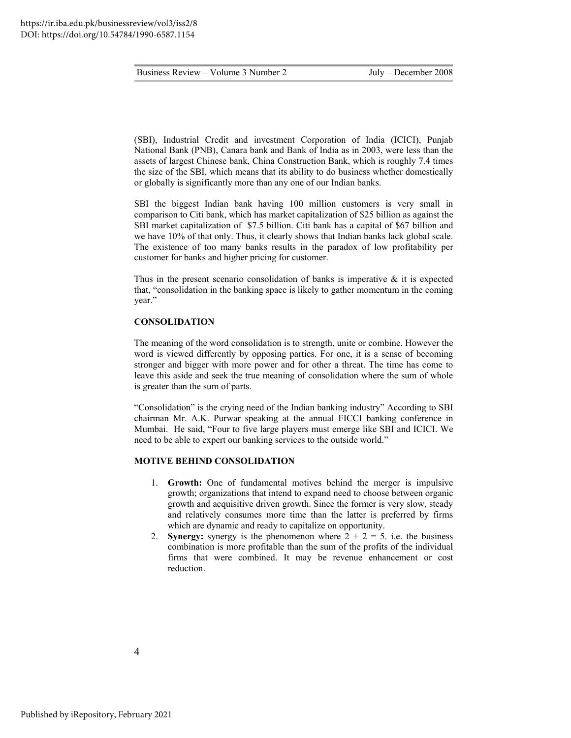(SBI), Industrial Credit and investment Corporation of India (ICICI), Punjab National Bank (PNB), Canara bank and Bank of India as in 2003, were less than the assets of largest Chinese bank, China Construction Bank, which is roughly 7.4 times the size of the SBI, which means that its ability to do business whether domestically or globally is significantly more than any one of our Indian banks.

SBI the biggest Indian bank having 100 million customers is very small in comparison to Citi bank, which has market capitalization of $25 billion as against the SBI market capitalization of $7.5 billion. Citi bank has a capital of $67 billion and we have 10% of that only. Thus, it clearly shows that Indian banks lack global scale. The existence of too many banks results in the paradox of low profitability per customer for banks and higher pricing for customer.

Thus in the present scenario consolidation of banks is imperative & it is expected that, "consolidation in the banking space is likely to gather momentum in the coming year."

## CONSOLIDATION

The meaning of the word consolidation is to strength, unite or combine. However the word is viewed differently by opposing parties. For one, it is a sense of becoming stronger and bigger with more power and for other a threat. The time has come to leave this aside and seek the true meaning of consolidation where the sum of whole is greater than the sum of parts.

"Consolidation" is the crying need of the Indian banking industry" According to SBI chairman Mr. A.K. Purwar speaking at the annual FICCI banking conference in Mumbai. He said, "Four to five large players must emerge like SBI and ICICI. We need to be able to expert our banking services to the outside world."

## MOTIVE BEHIND CONSOLIDATION

1. **Growth:** One of fundamental motives behind the merger is impulsive growth; organizations that intend to expand need to choose between organic growth and acquisitive driven growth. Since the former is very slow, steady and relatively consumes more time than the latter is preferred by firms which are dynamic and ready to capitalize on opportunity.
2. **Synergy:** synergy is the phenomenon where 2 + 2 = 5. i.e. the business combination is more profitable than the sum of the profits of the individual firms that were combined. It may be revenue enhancement or cost reduction.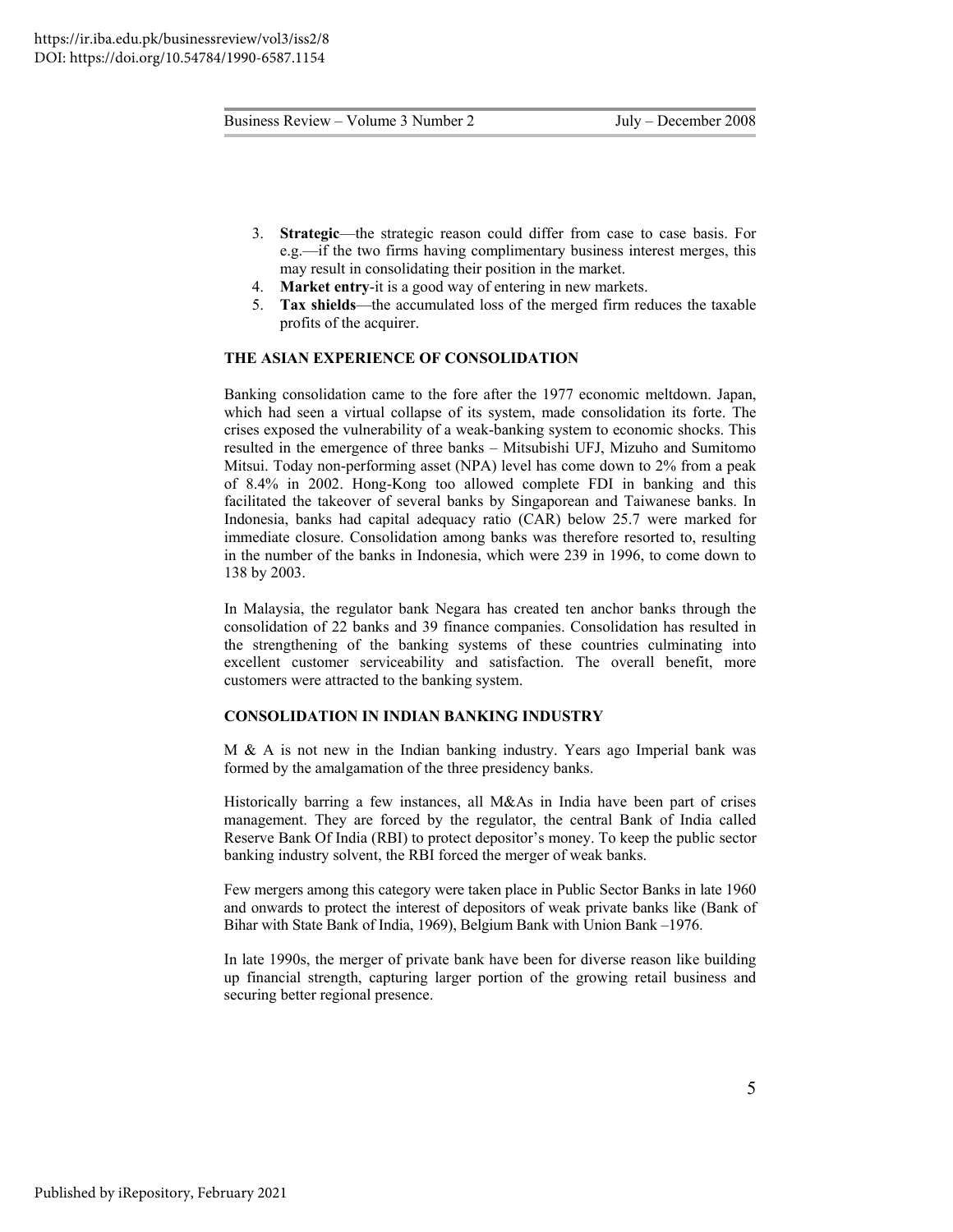3. **Strategic**—the strategic reason could differ from case to case basis. For e.g.—if the two firms having complimentary business interest merges, this may result in consolidating their position in the market.
4. **Market entry**-it is a good way of entering in new markets.
5. **Tax shields**—the accumulated loss of the merged firm reduces the taxable profits of the acquirer.

## THE ASIAN EXPERIENCE OF CONSOLIDATION

Banking consolidation came to the fore after the 1977 economic meltdown. Japan, which had seen a virtual collapse of its system, made consolidation its forte. The crises exposed the vulnerability of a weak-banking system to economic shocks. This resulted in the emergence of three banks – Mitsubishi UFJ, Mizuho and Sumitomo Mitsui. Today non-performing asset (NPA) level has come down to 2% from a peak of 8.4% in 2002. Hong-Kong too allowed complete FDI in banking and this facilitated the takeover of several banks by Singaporean and Taiwanese banks. In Indonesia, banks had capital adequacy ratio (CAR) below 25.7 were marked for immediate closure. Consolidation among banks was therefore resorted to, resulting in the number of the banks in Indonesia, which were 239 in 1996, to come down to 138 by 2003.

In Malaysia, the regulator bank Negara has created ten anchor banks through the consolidation of 22 banks and 39 finance companies. Consolidation has resulted in the strengthening of the banking systems of these countries culminating into excellent customer serviceability and satisfaction. The overall benefit, more customers were attracted to the banking system.

## CONSOLIDATION IN INDIAN BANKING INDUSTRY

M & A is not new in the Indian banking industry. Years ago Imperial bank was formed by the amalgamation of the three presidency banks.

Historically barring a few instances, all M&As in India have been part of crises management. They are forced by the regulator, the central Bank of India called Reserve Bank Of India (RBI) to protect depositor's money. To keep the public sector banking industry solvent, the RBI forced the merger of weak banks.

Few mergers among this category were taken place in Public Sector Banks in late 1960 and onwards to protect the interest of depositors of weak private banks like (Bank of Bihar with State Bank of India, 1969), Belgium Bank with Union Bank –1976.

In late 1990s, the merger of private bank have been for diverse reason like building up financial strength, capturing larger portion of the growing retail business and securing better regional presence.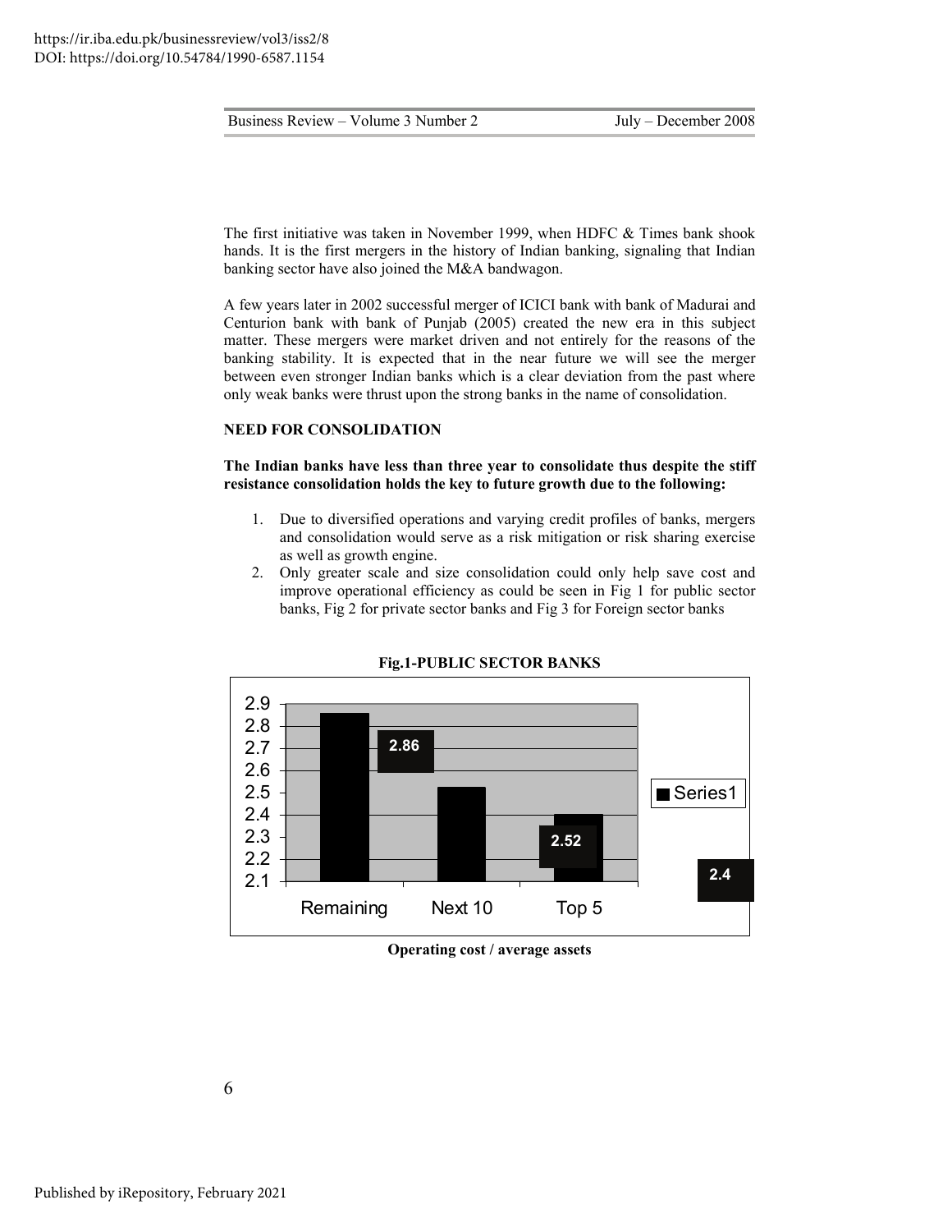The first initiative was taken in November 1999, when HDFC & Times bank shook hands. It is the first mergers in the history of Indian banking, signaling that Indian banking sector have also joined the M&A bandwagon.

A few years later in 2002 successful merger of ICICI bank with bank of Madurai and Centurion bank with bank of Punjab (2005) created the new era in this subject matter. These mergers were market driven and not entirely for the reasons of the banking stability. It is expected that in the near future we will see the merger between even stronger Indian banks which is a clear deviation from the past where only weak banks were thrust upon the strong banks in the name of consolidation.

**NEED FOR CONSOLIDATION**

**The Indian banks have less than three year to consolidate thus despite the stiff resistance consolidation holds the key to future growth due to the following:**

1. Due to diversified operations and varying credit profiles of banks, mergers and consolidation would serve as a risk mitigation or risk sharing exercise as well as growth engine.
2. Only greater scale and size consolidation could only help save cost and improve operational efficiency as could be seen in Fig 1 for public sector banks, Fig 2 for private sector banks and Fig 3 for Foreign sector banks

**Fig.1-PUBLIC SECTOR BANKS**

| | Series1 |
|---|---|
| Remaining | 2.86 |
| Next 10 | 2.52 |
| Top 5 | 2.4 |

**Operating cost / average assets**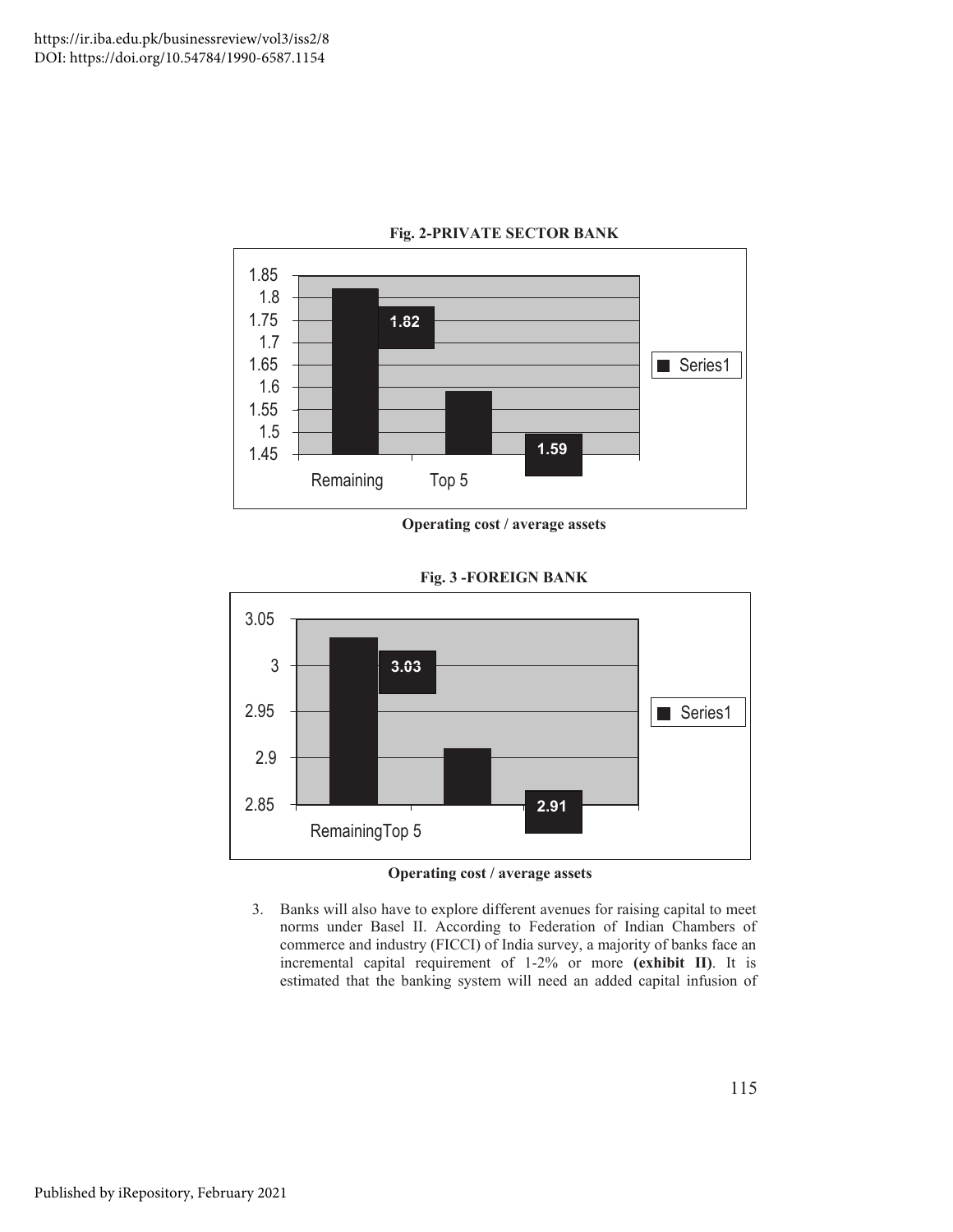**Fig. 2-PRIVATE SECTOR BANK**

| | Remaining | Top 5 |
|---|---|---|
| Series1 | 1.82 | 1.59 |

**Operating cost / average assets**

**Fig. 3 -FOREIGN BANK**

| | Remaining | Top 5 |
|---|---|---|
| Series1 | 3.03 | 2.91 |

**Operating cost / average assets**

3. Banks will also have to explore different avenues for raising capital to meet norms under Basel II. According to Federation of Indian Chambers of commerce and industry (FICCI) of India survey, a majority of banks face an incremental capital requirement of 1-2% or more **(exhibit II)**. It is estimated that the banking system will need an added capital infusion of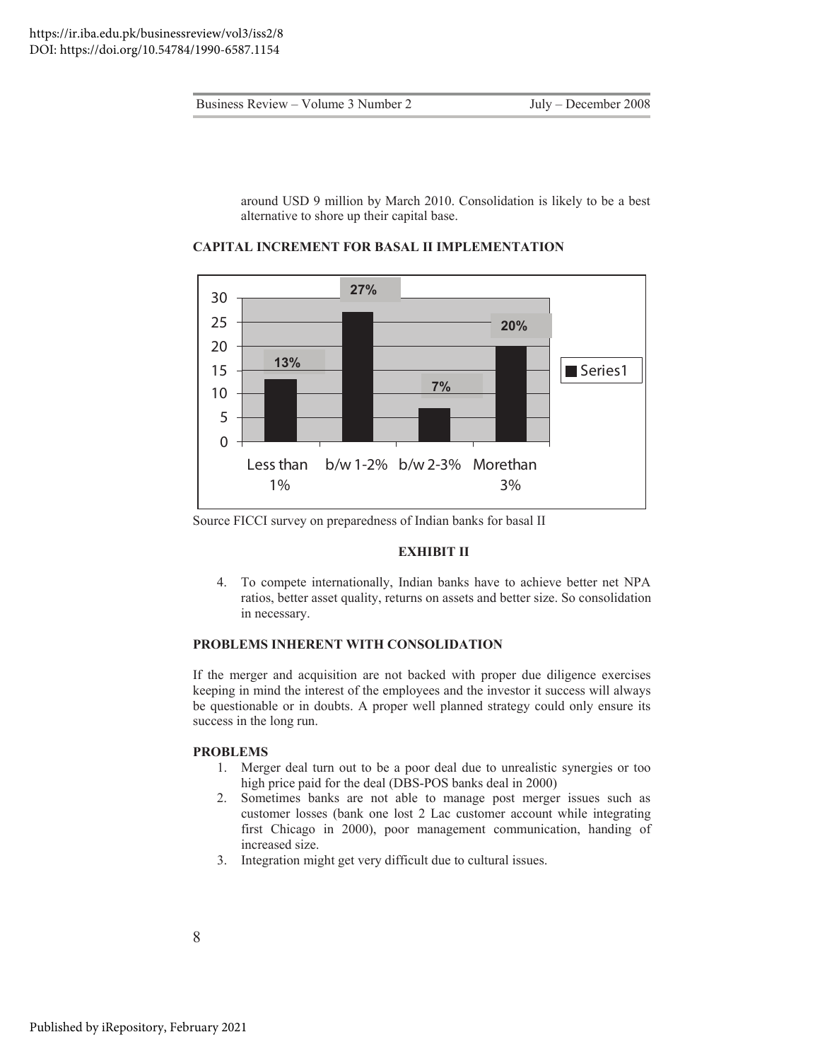around USD 9 million by March 2010. Consolidation is likely to be a best alternative to shore up their capital base.

**CAPITAL INCREMENT FOR BASAL II IMPLEMENTATION**

| | Less than 1% | b/w 1-2% | b/w 2-3% | Morethan 3% |
|---|---|---|---|---|
| Series1 | 13% | 27% | 7% | 20% |

Source FICCI survey on preparedness of Indian banks for basal II

**EXHIBIT II**

4. To compete internationally, Indian banks have to achieve better net NPA ratios, better asset quality, returns on assets and better size. So consolidation in necessary.

**PROBLEMS INHERENT WITH CONSOLIDATION**

If the merger and acquisition are not backed with proper due diligence exercises keeping in mind the interest of the employees and the investor it success will always be questionable or in doubts. A proper well planned strategy could only ensure its success in the long run.

**PROBLEMS**

1. Merger deal turn out to be a poor deal due to unrealistic synergies or too high price paid for the deal (DBS-POS banks deal in 2000)
2. Sometimes banks are not able to manage post merger issues such as customer losses (bank one lost 2 Lac customer account while integrating first Chicago in 2000), poor management communication, handing of increased size.
3. Integration might get very difficult due to cultural issues.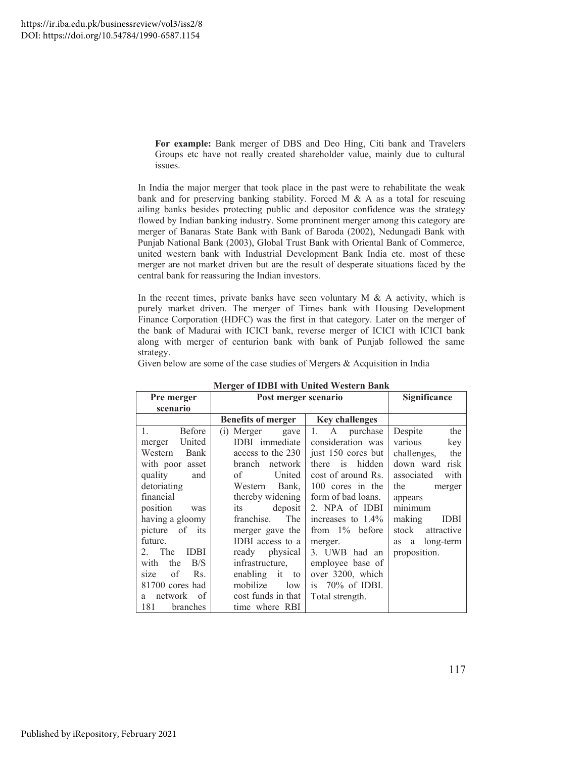**For example:** Bank merger of DBS and Deo Hing, Citi bank and Travelers Groups etc have not really created shareholder value, mainly due to cultural issues.

In India the major merger that took place in the past were to rehabilitate the weak bank and for preserving banking stability. Forced M & A as a total for rescuing ailing banks besides protecting public and depositor confidence was the strategy flowed by Indian banking industry. Some prominent merger among this category are merger of Banaras State Bank with Bank of Baroda (2002), Nedungadi Bank with Punjab National Bank (2003), Global Trust Bank with Oriental Bank of Commerce, united western bank with Industrial Development Bank India etc. most of these merger are not market driven but are the result of desperate situations faced by the central bank for reassuring the Indian investors.

In the recent times, private banks have seen voluntary M & A activity, which is purely market driven. The merger of Times bank with Housing Development Finance Corporation (HDFC) was the first in that category. Later on the merger of the bank of Madurai with ICICI bank, reverse merger of ICICI with ICICI bank along with merger of centurion bank with bank of Punjab followed the same strategy.

Given below are some of the case studies of Mergers & Acquisition in India

**Merger of IDBI with United Western Bank**

| Pre merger scenario | Post merger scenario | | Significance |
|---|---|---|---|
| | **Benefits of merger** | **Key challenges** | |
| 1. Before merger United Western Bank with poor asset quality and detoriating financial position was having a gloomy picture of its future.<br>2. The IDBI with the B/S size of Rs. 81700 cores had a network of 181 branches | (i) Merger gave IDBI immediate access to the 230 branch network of United Western Bank, thereby widening its deposit franchise. The merger gave the IDBI access to a ready physical infrastructure, enabling it to mobilize low cost funds in that time where RBI | 1. A purchase consideration was just 150 cores but there is hidden cost of around Rs. 100 cores in the form of bad loans.<br>2. NPA of IDBI increases to 1.4% from 1% before merger.<br>3. UWB had an employee base of over 3200, which is 70% of IDBI. Total strength. | Despite the various key challenges, the down ward risk associated with the merger appears minimum making IDBI stock attractive as a long-term proposition. |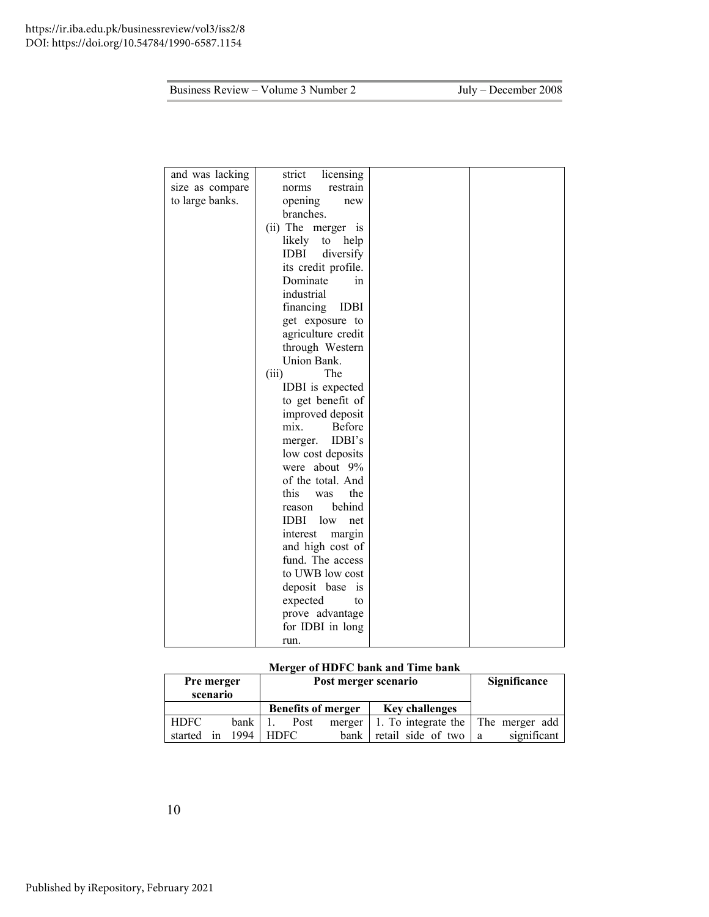| | | | |
|---|---|---|---|
| and was lacking size as compare to large banks. | strict licensing norms restrain opening new branches.<br>(ii) The merger is likely to help IDBI diversify its credit profile. Dominate in industrial financing IDBI get exposure to agriculture credit through Western Union Bank.<br>(iii) The IDBI is expected to get benefit of improved deposit mix. Before merger. IDBI's low cost deposits were about 9% of the total. And this was the reason behind IDBI low net interest margin and high cost of fund. The access to UWB low cost deposit base is expected to prove advantage for IDBI in long run. | | |

**Merger of HDFC bank and Time bank**

| Pre merger scenario | Post merger scenario | | Significance |
|---|---|---|---|
| | Benefits of merger | Key challenges | |
| HDFC bank started in 1994 | 1. Post merger HDFC bank | 1. To integrate the retail side of two | The merger add a significant |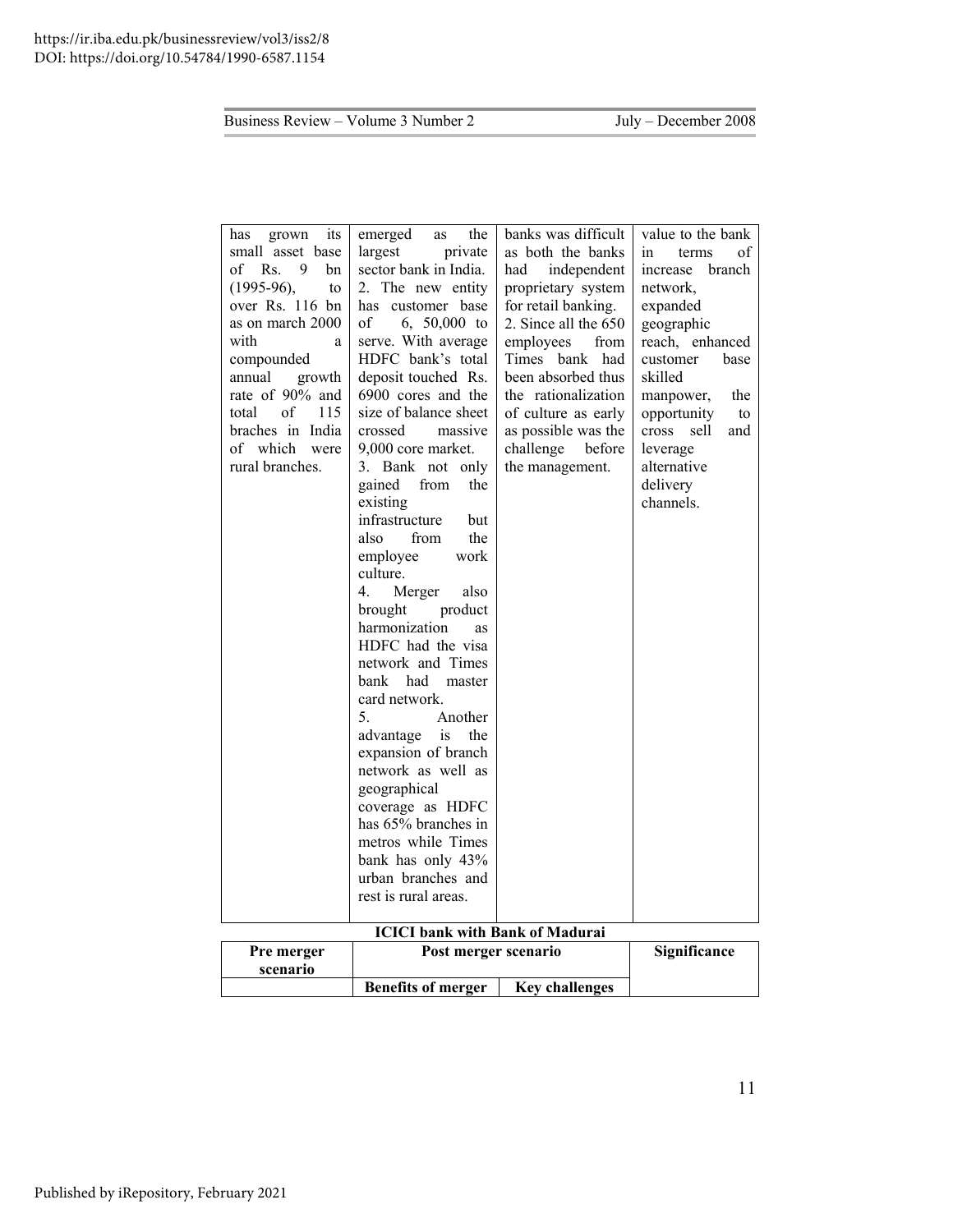| has grown its small asset base of Rs. 9 bn (1995-96), to over Rs. 116 bn as on march 2000 with a compounded annual growth rate of 90% and total of 115 braches in India of which were rural branches. | emerged as the largest private sector bank in India. 2. The new entity has customer base of 6, 50,000 to serve. With average HDFC bank's total deposit touched Rs. 6900 cores and the size of balance sheet crossed massive 9,000 core market. 3. Bank not only gained from the existing infrastructure but also from the employee work culture. 4. Merger also brought product harmonization as HDFC had the visa network and Times bank had master card network. 5. Another advantage is the expansion of branch network as well as geographical coverage as HDFC has 65% branches in metros while Times bank has only 43% urban branches and rest is rural areas. | banks was difficult as both the banks had independent proprietary system for retail banking. 2. Since all the 650 employees from Times bank had been absorbed thus the rationalization of culture as early as possible was the challenge before the management. | value to the bank in terms of increase branch network, expanded geographic reach, enhanced customer base skilled manpower, the opportunity to cross sell and leverage alternative delivery channels. |
|---|---|---|---|

**ICICI bank with Bank of Madurai**

| Pre merger scenario | Post merger scenario | | Significance |
|---|---|---|---|
| | Benefits of merger | Key challenges | |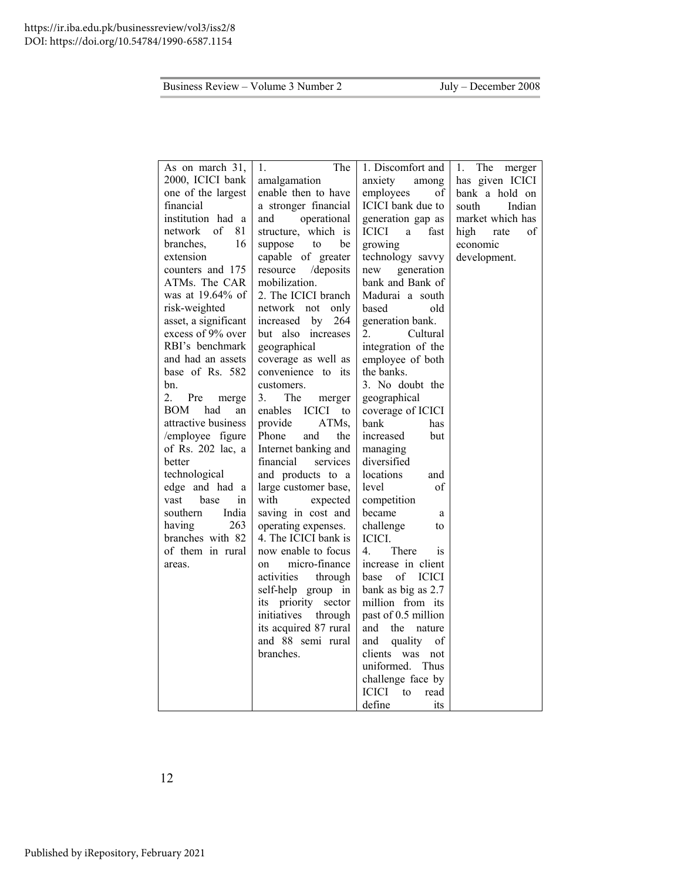| | | | |
|---|---|---|---|
| As on march 31, 2000, ICICI bank one of the largest financial institution had a network of 81 branches, 16 extension counters and 175 ATMs. The CAR was at 19.64% of risk-weighted asset, a significant excess of 9% over RBI's benchmark and had an assets base of Rs. 582 bn.<br>2. Pre merge BOM had an attractive business /employee figure of Rs. 202 lac, a better technological edge and had a vast base in southern India having 263 branches with 82 of them in rural areas. | 1. The amalgamation enable then to have a stronger financial and operational structure, which is suppose to be capable of greater resource /deposits mobilization.<br>2. The ICICI branch network not only increased by 264 but also increases geographical coverage as well as convenience to its customers.<br>3. The merger enables ICICI to provide ATMs, Phone and the Internet banking and financial services and products to a large customer base, with expected saving in cost and operating expenses.<br>4. The ICICI bank is now enable to focus on micro-finance activities through self-help group in its priority sector initiatives through its acquired 87 rural and 88 semi rural branches. | 1. Discomfort and anxiety among employees of ICICI bank due to generation gap as ICICI a fast growing technology savvy new generation bank and Bank of Madurai a south based old generation bank.<br>2. Cultural integration of the employee of both the banks.<br>3. No doubt the geographical coverage of ICICI bank has increased but managing diversified locations and level of competition became a challenge to ICICI.<br>4. There is increase in client base of ICICI bank as big as 2.7 million from its past of 0.5 million and the nature and quality of clients was not uniformed. Thus challenge face by ICICI to read define its | 1. The merger has given ICICI bank a hold on south Indian market which has high rate of economic development. |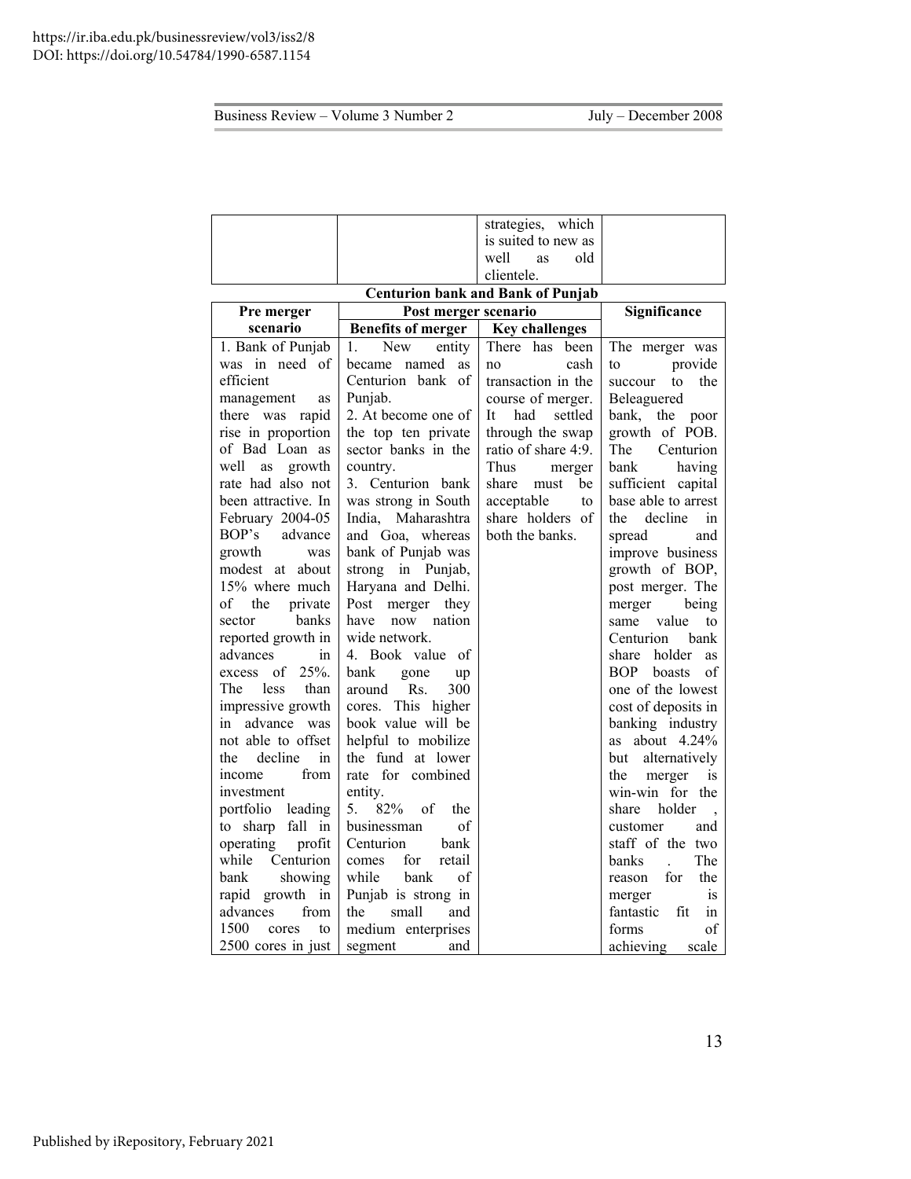| | | strategies, which is suited to new as well as old clientele. | |
|---|---|---|---|

**Centurion bank and Bank of Punjab**

| Pre merger scenario | Post merger scenario | | Significance |
|---|---|---|---|
| | **Benefits of merger** | **Key challenges** | |
| 1. Bank of Punjab was in need of efficient management as there was rapid rise in proportion of Bad Loan as well as growth rate had also not been attractive. In February 2004-05 BOP's advance growth was modest at about 15% where much of the private sector banks reported growth in advances in excess of 25%. The less than impressive growth in advance was not able to offset the decline in income from investment portfolio leading to sharp fall in operating profit while Centurion bank showing rapid growth in advances from 1500 cores to 2500 cores in just | 1. New entity became named as Centurion bank of Punjab. 2. At become one of the top ten private sector banks in the country. 3. Centurion bank was strong in South India, Maharashtra and Goa, whereas bank of Punjab was strong in Punjab, Haryana and Delhi. Post merger they have now nation wide network. 4. Book value of bank gone up around Rs. 300 cores. This higher book value will be helpful to mobilize the fund at lower rate for combined entity. 5. 82% of the businessman of Centurion bank comes for retail while bank of Punjab is strong in the small and medium enterprises segment and | There has been no cash transaction in the course of merger. It had settled through the swap ratio of share 4:9. Thus merger share must be acceptable to share holders of both the banks. | The merger was to provide succour to the Beleaguered bank, the poor growth of POB. The Centurion bank having sufficient capital base able to arrest the decline in spread and improve business growth of BOP, post merger. The merger being same value to Centurion bank share holder as BOP boasts of one of the lowest cost of deposits in banking industry as about 4.24% but alternatively the merger is win-win for the share holder , customer and staff of the two banks . The reason for the merger is fantastic fit in forms of achieving scale |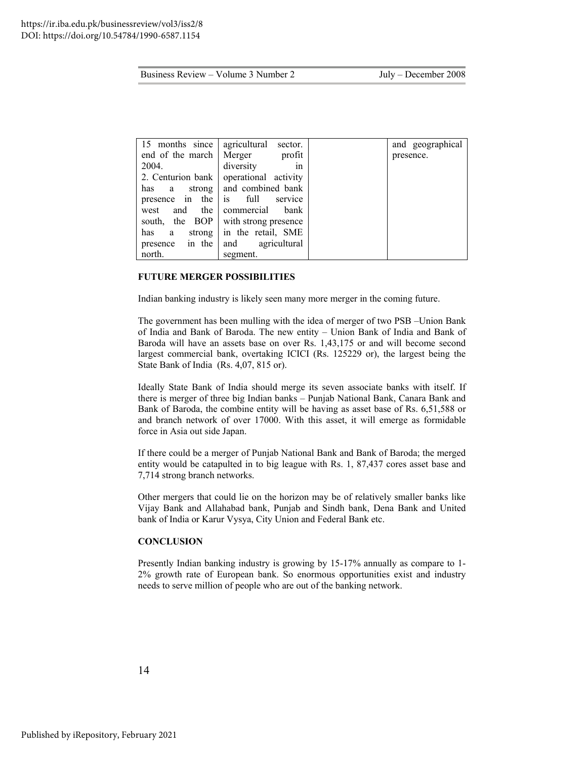| | | | |
|---|---|---|---|
| 15 months since end of the march 2004.<br>2. Centurion bank has a strong presence in the west and the south, the BOP has a strong presence in the north. | agricultural sector. Merger profit diversity in operational activity and combined bank is full service commercial bank with strong presence in the retail, SME and agricultural segment. | | and geographical presence. |

**FUTURE MERGER POSSIBILITIES**

Indian banking industry is likely seen many more merger in the coming future.

The government has been mulling with the idea of merger of two PSB –Union Bank of India and Bank of Baroda. The new entity – Union Bank of India and Bank of Baroda will have an assets base on over Rs. 1,43,175 or and will become second largest commercial bank, overtaking ICICI (Rs. 125229 or), the largest being the State Bank of India (Rs. 4,07, 815 or).

Ideally State Bank of India should merge its seven associate banks with itself. If there is merger of three big Indian banks – Punjab National Bank, Canara Bank and Bank of Baroda, the combine entity will be having as asset base of Rs. 6,51,588 or and branch network of over 17000. With this asset, it will emerge as formidable force in Asia out side Japan.

If there could be a merger of Punjab National Bank and Bank of Baroda; the merged entity would be catapulted in to big league with Rs. 1, 87,437 cores asset base and 7,714 strong branch networks.

Other mergers that could lie on the horizon may be of relatively smaller banks like Vijay Bank and Allahabad bank, Punjab and Sindh bank, Dena Bank and United bank of India or Karur Vysya, City Union and Federal Bank etc.

**CONCLUSION**

Presently Indian banking industry is growing by 15-17% annually as compare to 1-2% growth rate of European bank. So enormous opportunities exist and industry needs to serve million of people who are out of the banking network.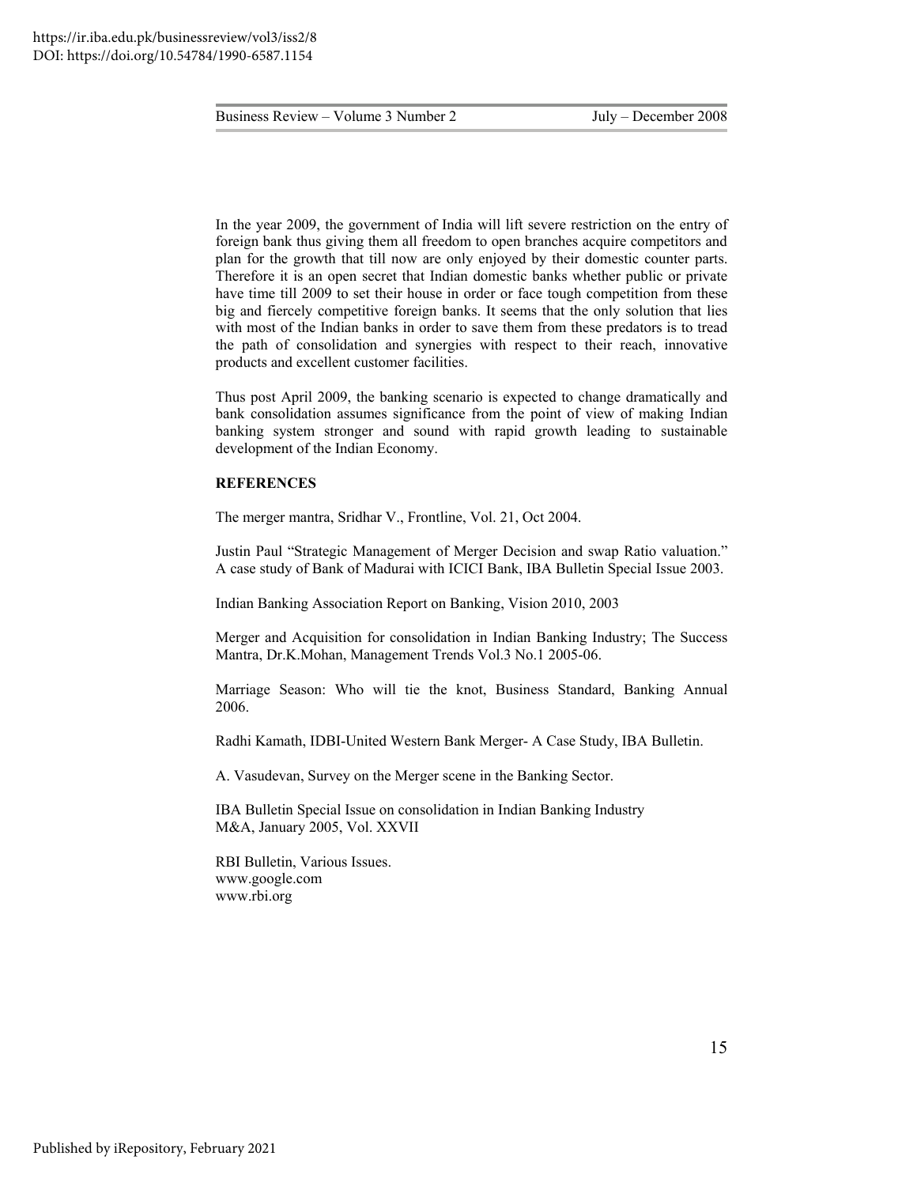In the year 2009, the government of India will lift severe restriction on the entry of foreign bank thus giving them all freedom to open branches acquire competitors and plan for the growth that till now are only enjoyed by their domestic counter parts. Therefore it is an open secret that Indian domestic banks whether public or private have time till 2009 to set their house in order or face tough competition from these big and fiercely competitive foreign banks. It seems that the only solution that lies with most of the Indian banks in order to save them from these predators is to tread the path of consolidation and synergies with respect to their reach, innovative products and excellent customer facilities.

Thus post April 2009, the banking scenario is expected to change dramatically and bank consolidation assumes significance from the point of view of making Indian banking system stronger and sound with rapid growth leading to sustainable development of the Indian Economy.

**REFERENCES**

The merger mantra, Sridhar V., Frontline, Vol. 21, Oct 2004.

Justin Paul "Strategic Management of Merger Decision and swap Ratio valuation." A case study of Bank of Madurai with ICICI Bank, IBA Bulletin Special Issue 2003.

Indian Banking Association Report on Banking, Vision 2010, 2003

Merger and Acquisition for consolidation in Indian Banking Industry; The Success Mantra, Dr.K.Mohan, Management Trends Vol.3 No.1 2005-06.

Marriage Season: Who will tie the knot, Business Standard, Banking Annual 2006.

Radhi Kamath, IDBI-United Western Bank Merger- A Case Study, IBA Bulletin.

A. Vasudevan, Survey on the Merger scene in the Banking Sector.

IBA Bulletin Special Issue on consolidation in Indian Banking Industry
M&A, January 2005, Vol. XXVII

RBI Bulletin, Various Issues.
www.google.com
www.rbi.org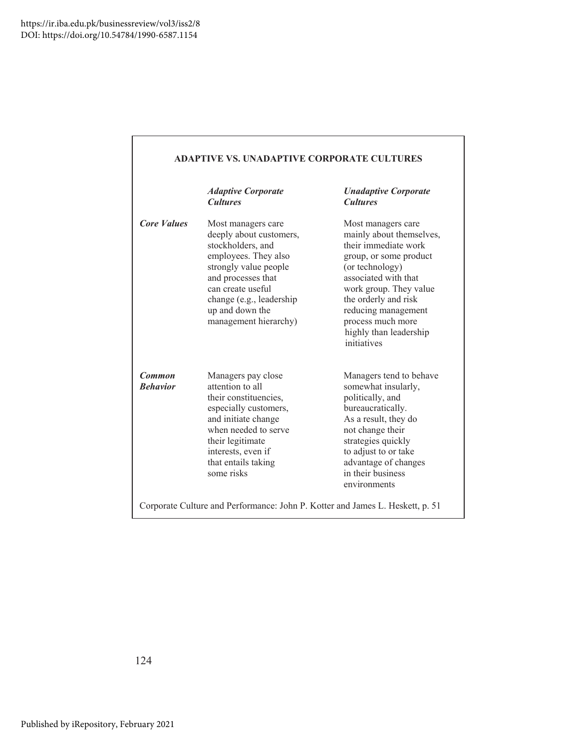**ADAPTIVE VS. UNADAPTIVE CORPORATE CULTURES**

| | *Adaptive Corporate Cultures* | *Unadaptive Corporate Cultures* |
|---|---|---|
| ***Core Values*** | Most managers care deeply about customers, stockholders, and employees. They also strongly value people and processes that can create useful change (e.g., leadership up and down the management hierarchy) | Most managers care mainly about themselves, their immediate work group, or some product (or technology) associated with that work group. They value the orderly and risk reducing management process much more highly than leadership initiatives |
| ***Common Behavior*** | Managers pay close attention to all their constituencies, especially customers, and initiate change when needed to serve their legitimate interests, even if that entails taking some risks | Managers tend to behave somewhat insularly, politically, and bureaucratically. As a result, they do not change their strategies quickly to adjust to or take advantage of changes in their business environments |

Corporate Culture and Performance: John P. Kotter and James L. Heskett, p. 51